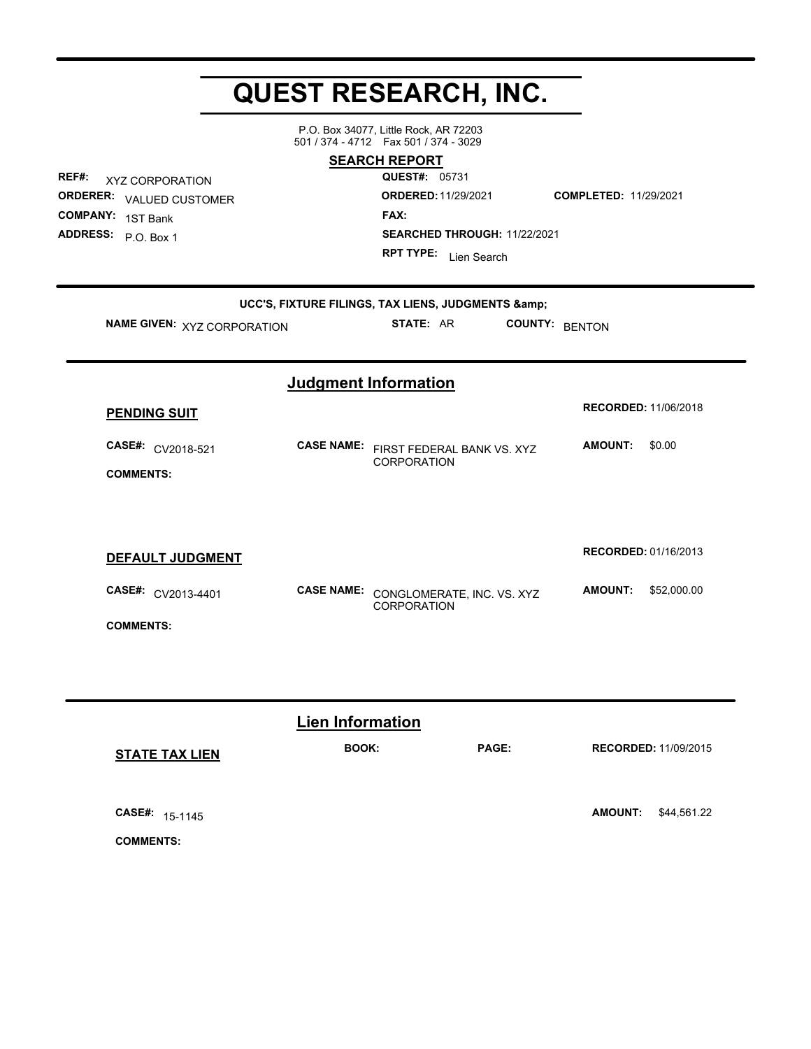# QUEST RESEARCH, INC.

P.O. Box 34077, Little Rock, AR 72203
501 / 374 - 4712 Fax 501 / 374 - 3029

## SEARCH REPORT

**REF#:** XYZ CORPORATION
**ORDERER:** VALUED CUSTOMER
**COMPANY:** 1ST Bank
**ADDRESS:** P.O. Box 1

**QUEST#:** 05731
**ORDERED:** 11/29/2021 **COMPLETED:** 11/29/2021
**FAX:**
**SEARCHED THROUGH:** 11/22/2021
**RPT TYPE:** Lien Search

**UCC'S, FIXTURE FILINGS, TAX LIENS, JUDGMENTS &amp;**

**NAME GIVEN:** XYZ CORPORATION **STATE:** AR **COUNTY:** BENTON

## Judgment Information

**PENDING SUIT** **RECORDED:** 11/06/2018

**CASE#:** CV2018-521 **CASE NAME:** FIRST FEDERAL BANK VS. XYZ CORPORATION **AMOUNT:** $0.00

**COMMENTS:**

**DEFAULT JUDGMENT** **RECORDED:** 01/16/2013

**CASE#:** CV2013-4401 **CASE NAME:** CONGLOMERATE, INC. VS. XYZ CORPORATION **AMOUNT:** $52,000.00

**COMMENTS:**

## Lien Information

**STATE TAX LIEN** **BOOK:** **PAGE:** **RECORDED:** 11/09/2015

**CASE#:** 15-1145 **AMOUNT:** $44,561.22

**COMMENTS:**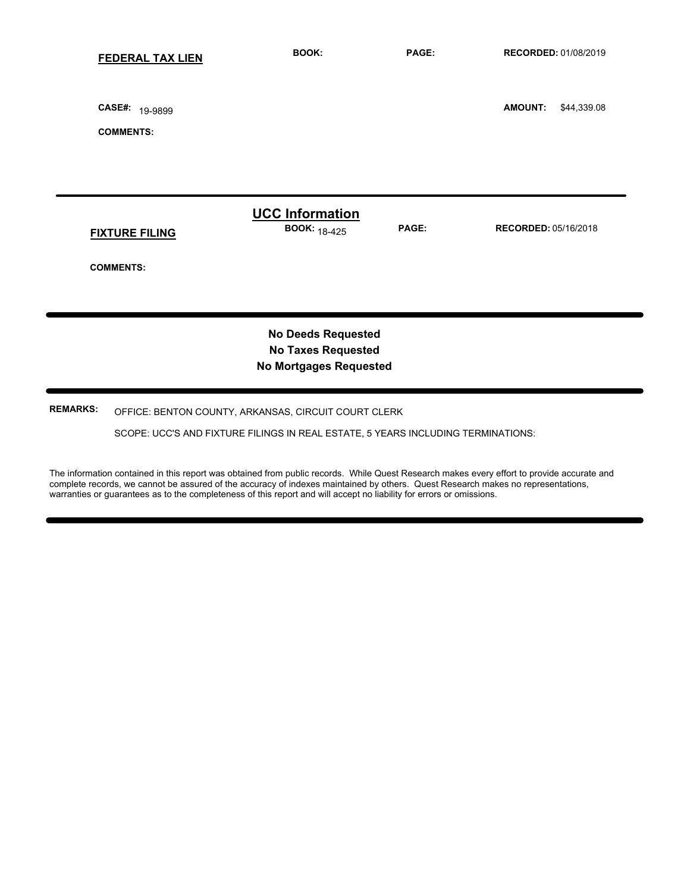**FEDERAL TAX LIEN**

**BOOK:** 

**PAGE:** 

**RECORDED:** 01/08/2019

**CASE#:** 19-9899

**AMOUNT:** $44,339.08

**COMMENTS:**

---

## UCC Information

**FIXTURE FILING**

**BOOK:** 18-425

**PAGE:** 

**RECORDED:** 05/16/2018

**COMMENTS:**

---

**No Deeds Requested**

**No Taxes Requested**

**No Mortgages Requested**

---

**REMARKS:** OFFICE: BENTON COUNTY, ARKANSAS, CIRCUIT COURT CLERK

SCOPE: UCC'S AND FIXTURE FILINGS IN REAL ESTATE, 5 YEARS INCLUDING TERMINATIONS:

The information contained in this report was obtained from public records. While Quest Research makes every effort to provide accurate and complete records, we cannot be assured of the accuracy of indexes maintained by others. Quest Research makes no representations, warranties or guarantees as to the completeness of this report and will accept no liability for errors or omissions.